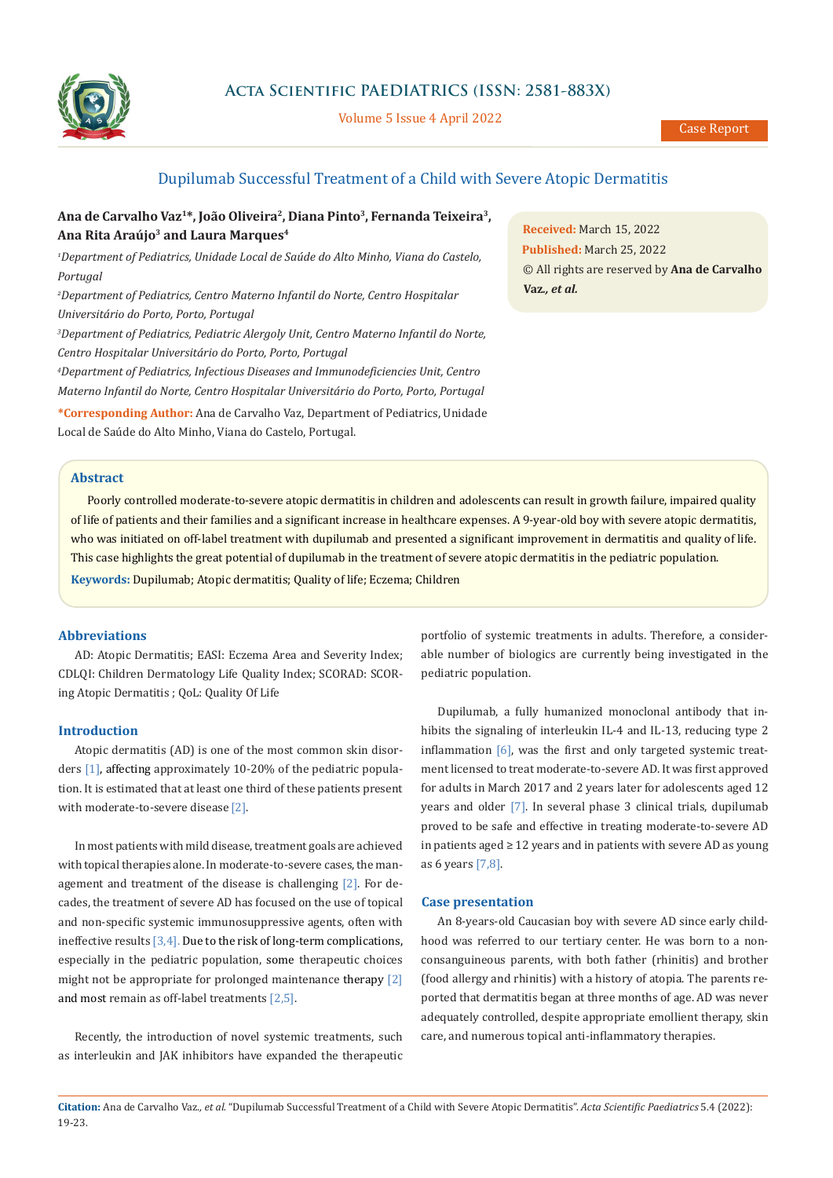# Dupilumab Successful Treatment of a Child with Severe Atopic Dermatitis

**Ana de Carvalho Vaz[1]*, João Oliveira[2], Diana Pinto[3], Fernanda Teixeira[3], Ana Rita Araújo[3] and Laura Marques[4]**

*[1]Department of Pediatrics, Unidade Local de Saúde do Alto Minho, Viana do Castelo, Portugal*

*[2]Department of Pediatrics, Centro Materno Infantil do Norte, Centro Hospitalar Universitário do Porto, Porto, Portugal*

*[3]Department of Pediatrics, Pediatric Alergoly Unit, Centro Materno Infantil do Norte, Centro Hospitalar Universitário do Porto, Porto, Portugal*

*[4]Department of Pediatrics, Infectious Diseases and Immunodeficiencies Unit, Centro Materno Infantil do Norte, Centro Hospitalar Universitário do Porto, Porto, Portugal*

**\*Corresponding Author:** Ana de Carvalho Vaz, Department of Pediatrics, Unidade Local de Saúde do Alto Minho, Viana do Castelo, Portugal.

**Received:** March 15, 2022
**Published:** March 25, 2022
© All rights are reserved by **Ana de Carvalho Vaz., *et al.***

## Abstract

Poorly controlled moderate-to-severe atopic dermatitis in children and adolescents can result in growth failure, impaired quality of life of patients and their families and a significant increase in healthcare expenses. A 9-year-old boy with severe atopic dermatitis, who was initiated on off-label treatment with dupilumab and presented a significant improvement in dermatitis and quality of life. This case highlights the great potential of dupilumab in the treatment of severe atopic dermatitis in the pediatric population.

**Keywords:** Dupilumab; Atopic dermatitis; Quality of life; Eczema; Children

## Abbreviations

AD: Atopic Dermatitis; EASI: Eczema Area and Severity Index; CDLQI: Children Dermatology Life Quality Index; SCORAD: SCORing Atopic Dermatitis ; QoL: Quality Of Life

## Introduction

Atopic dermatitis (AD) is one of the most common skin disorders [1], affecting approximately 10-20% of the pediatric population. It is estimated that at least one third of these patients present with moderate-to-severe disease [2].

In most patients with mild disease, treatment goals are achieved with topical therapies alone. In moderate-to-severe cases, the management and treatment of the disease is challenging [2]. For decades, the treatment of severe AD has focused on the use of topical and non-specific systemic immunosuppressive agents, often with ineffective results [3,4]. Due to the risk of long-term complications, especially in the pediatric population, some therapeutic choices might not be appropriate for prolonged maintenance therapy [2] and most remain as off-label treatments [2,5].

Recently, the introduction of novel systemic treatments, such as interleukin and JAK inhibitors have expanded the therapeutic portfolio of systemic treatments in adults. Therefore, a considerable number of biologics are currently being investigated in the pediatric population.

Dupilumab, a fully humanized monoclonal antibody that inhibits the signaling of interleukin IL-4 and IL-13, reducing type 2 inflammation [6], was the first and only targeted systemic treatment licensed to treat moderate-to-severe AD. It was first approved for adults in March 2017 and 2 years later for adolescents aged 12 years and older [7]. In several phase 3 clinical trials, dupilumab proved to be safe and effective in treating moderate-to-severe AD in patients aged ≥ 12 years and in patients with severe AD as young as 6 years [7,8].

## Case presentation

An 8-years-old Caucasian boy with severe AD since early childhood was referred to our tertiary center. He was born to a non-consanguineous parents, with both father (rhinitis) and brother (food allergy and rhinitis) with a history of atopia. The parents reported that dermatitis began at three months of age. AD was never adequately controlled, despite appropriate emollient therapy, skin care, and numerous topical anti-inflammatory therapies.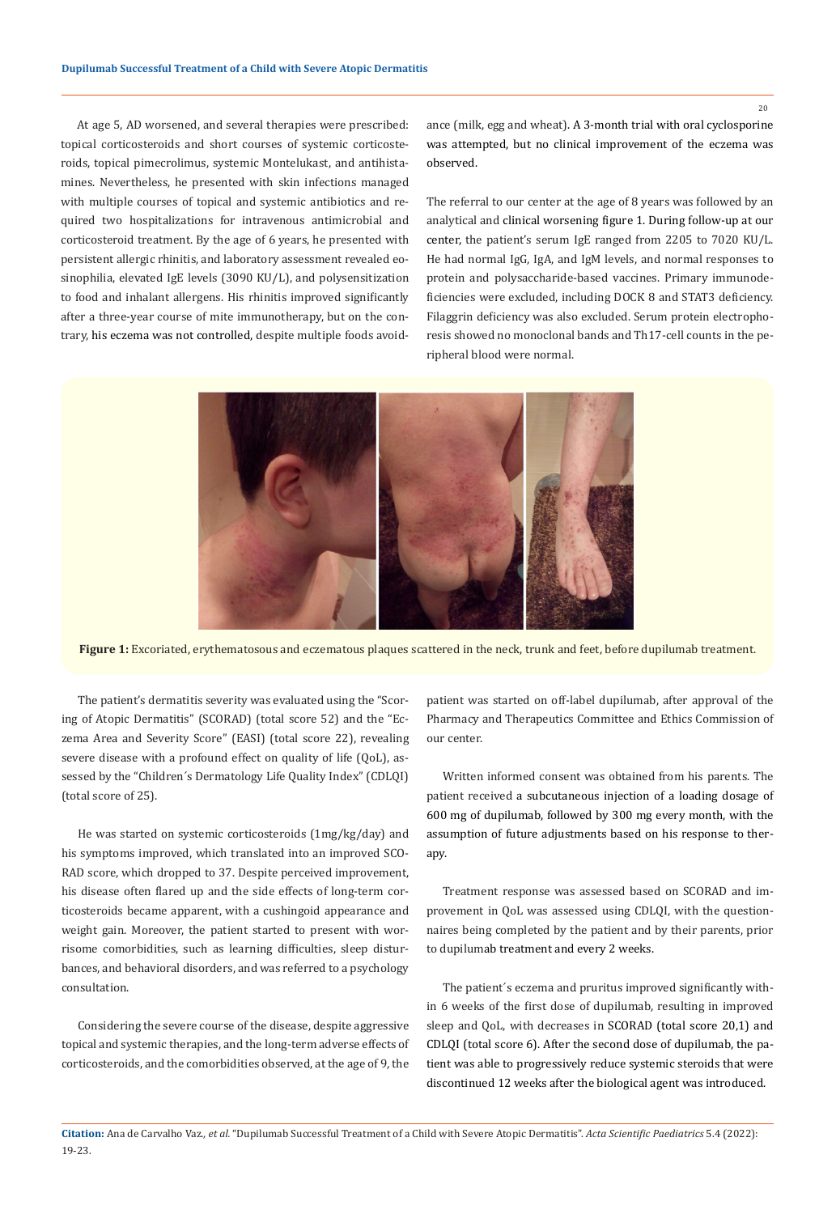At age 5, AD worsened, and several therapies were prescribed: topical corticosteroids and short courses of systemic corticosteroids, topical pimecrolimus, systemic Montelukast, and antihistamines. Nevertheless, he presented with skin infections managed with multiple courses of topical and systemic antibiotics and required two hospitalizations for intravenous antimicrobial and corticosteroid treatment. By the age of 6 years, he presented with persistent allergic rhinitis, and laboratory assessment revealed eosinophilia, elevated IgE levels (3090 KU/L), and polysensitization to food and inhalant allergens. His rhinitis improved significantly after a three-year course of mite immunotherapy, but on the contrary, his eczema was not controlled, despite multiple foods avoidance (milk, egg and wheat). A 3-month trial with oral cyclosporine was attempted, but no clinical improvement of the eczema was observed.

The referral to our center at the age of 8 years was followed by an analytical and clinical worsening figure 1. During follow-up at our center, the patient's serum IgE ranged from 2205 to 7020 KU/L. He had normal IgG, IgA, and IgM levels, and normal responses to protein and polysaccharide-based vaccines. Primary immunodeficiencies were excluded, including DOCK 8 and STAT3 deficiency. Filaggrin deficiency was also excluded. Serum protein electrophoresis showed no monoclonal bands and Th17-cell counts in the peripheral blood were normal.

**Figure 1:** Excoriated, erythematosous and eczematous plaques scattered in the neck, trunk and feet, before dupilumab treatment.

The patient's dermatitis severity was evaluated using the "Scoring of Atopic Dermatitis" (SCORAD) (total score 52) and the "Eczema Area and Severity Score" (EASI) (total score 22), revealing severe disease with a profound effect on quality of life (QoL), assessed by the "Children´s Dermatology Life Quality Index" (CDLQI) (total score of 25).

He was started on systemic corticosteroids (1mg/kg/day) and his symptoms improved, which translated into an improved SCORAD score, which dropped to 37. Despite perceived improvement, his disease often flared up and the side effects of long-term corticosteroids became apparent, with a cushingoid appearance and weight gain. Moreover, the patient started to present with worrisome comorbidities, such as learning difficulties, sleep disturbances, and behavioral disorders, and was referred to a psychology consultation.

Considering the severe course of the disease, despite aggressive topical and systemic therapies, and the long-term adverse effects of corticosteroids, and the comorbidities observed, at the age of 9, the patient was started on off-label dupilumab, after approval of the Pharmacy and Therapeutics Committee and Ethics Commission of our center.

Written informed consent was obtained from his parents. The patient received a subcutaneous injection of a loading dosage of 600 mg of dupilumab, followed by 300 mg every month, with the assumption of future adjustments based on his response to therapy.

Treatment response was assessed based on SCORAD and improvement in QoL was assessed using CDLQI, with the questionnaires being completed by the patient and by their parents, prior to dupilumab treatment and every 2 weeks.

The patient´s eczema and pruritus improved significantly within 6 weeks of the first dose of dupilumab, resulting in improved sleep and QoL, with decreases in SCORAD (total score 20,1) and CDLQI (total score 6). After the second dose of dupilumab, the patient was able to progressively reduce systemic steroids that were discontinued 12 weeks after the biological agent was introduced.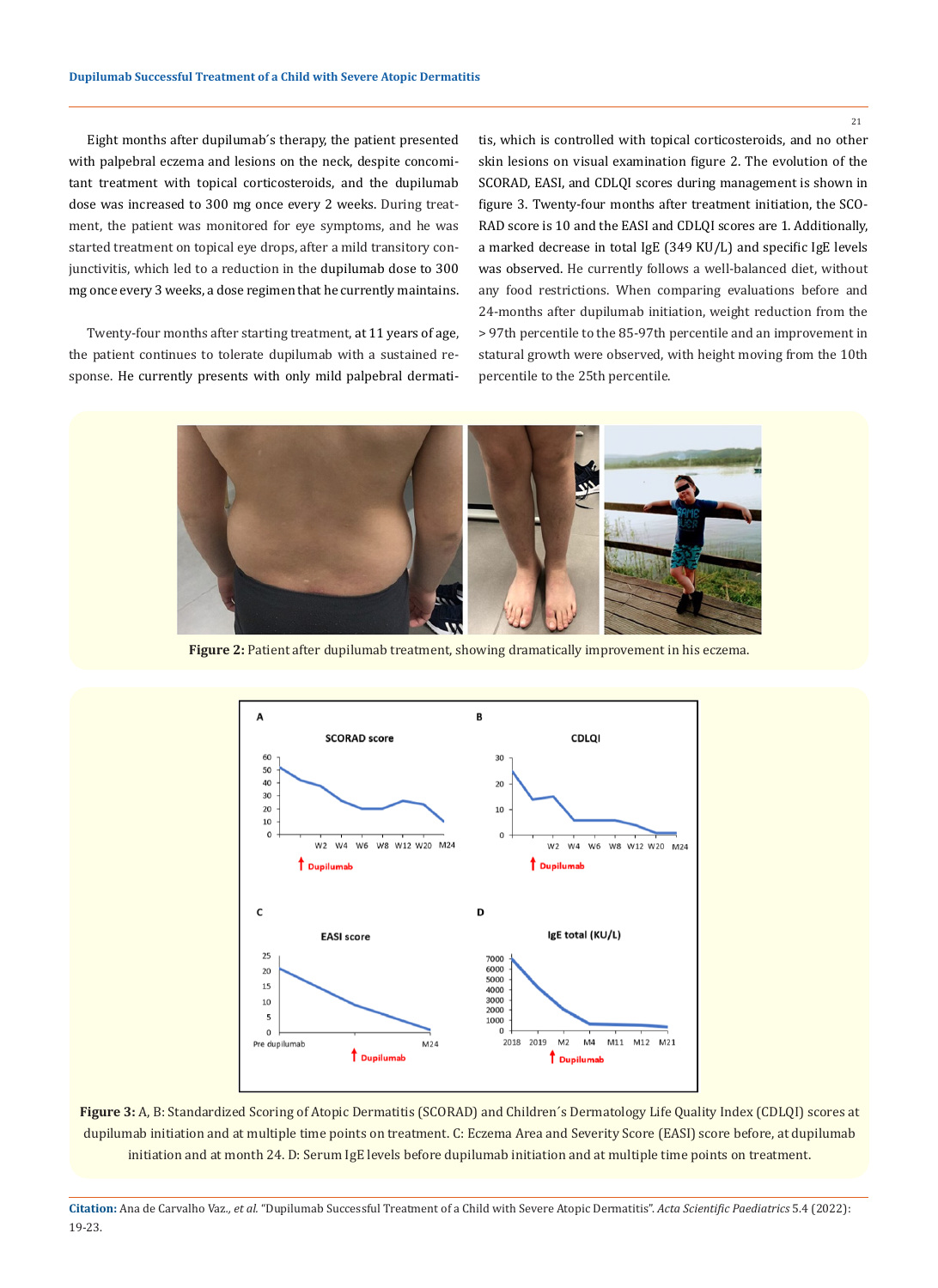Eight months after dupilumab´s therapy, the patient presented with palpebral eczema and lesions on the neck, despite concomitant treatment with topical corticosteroids, and the dupilumab dose was increased to 300 mg once every 2 weeks. During treatment, the patient was monitored for eye symptoms, and he was started treatment on topical eye drops, after a mild transitory conjunctivitis, which led to a reduction in the dupilumab dose to 300 mg once every 3 weeks, a dose regimen that he currently maintains.

Twenty-four months after starting treatment, at 11 years of age, the patient continues to tolerate dupilumab with a sustained response. He currently presents with only mild palpebral dermatitis, which is controlled with topical corticosteroids, and no other skin lesions on visual examination figure 2. The evolution of the SCORAD, EASI, and CDLQI scores during management is shown in figure 3. Twenty-four months after treatment initiation, the SCORAD score is 10 and the EASI and CDLQI scores are 1. Additionally, a marked decrease in total IgE (349 KU/L) and specific IgE levels was observed. He currently follows a well-balanced diet, without any food restrictions. When comparing evaluations before and 24-months after dupilumab initiation, weight reduction from the > 97th percentile to the 85-97th percentile and an improvement in statural growth were observed, with height moving from the 10th percentile to the 25th percentile.

**Figure 2:** Patient after dupilumab treatment, showing dramatically improvement in his eczema.

A
SCORAD score
60
50
40
30
20
10
0
W2 W4 W6 W8 W12 W20 M24
Dupilumab

B
CDLQI
30
20
10
0
W2 W4 W6 W8 W12 W20 M24
Dupilumab

C
EASI score
25
20
15
10
5
0
Pre dupilumab
M24
Dupilumab

D
IgE total (KU/L)
7000
6000
5000
4000
3000
2000
1000
0
2018 2019 M2 M4 M11 M12 M21
Dupilumab

**Figure 3:** A, B: Standardized Scoring of Atopic Dermatitis (SCORAD) and Children´s Dermatology Life Quality Index (CDLQI) scores at dupilumab initiation and at multiple time points on treatment. C: Eczema Area and Severity Score (EASI) score before, at dupilumab initiation and at month 24. D: Serum IgE levels before dupilumab initiation and at multiple time points on treatment.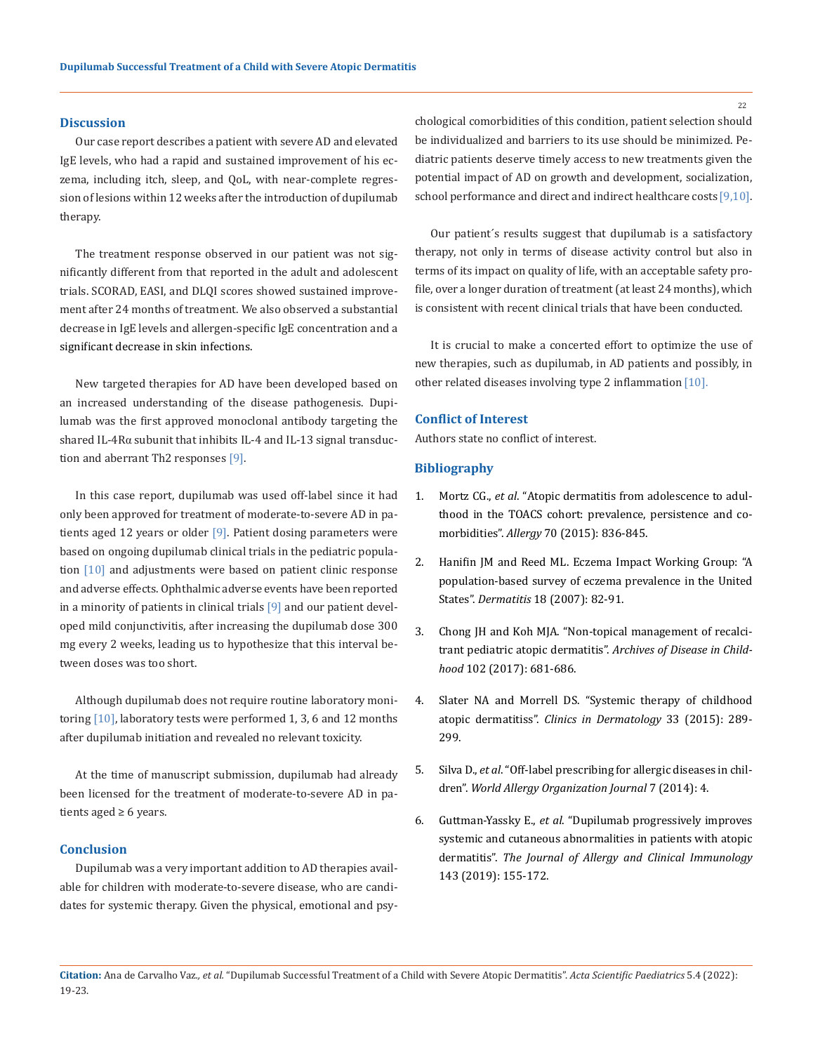## Discussion

Our case report describes a patient with severe AD and elevated IgE levels, who had a rapid and sustained improvement of his eczema, including itch, sleep, and QoL, with near-complete regression of lesions within 12 weeks after the introduction of dupilumab therapy.

The treatment response observed in our patient was not significantly different from that reported in the adult and adolescent trials. SCORAD, EASI, and DLQI scores showed sustained improvement after 24 months of treatment. We also observed a substantial decrease in IgE levels and allergen-specific IgE concentration and a significant decrease in skin infections.

New targeted therapies for AD have been developed based on an increased understanding of the disease pathogenesis. Dupilumab was the first approved monoclonal antibody targeting the shared IL-4Rα subunit that inhibits IL-4 and IL-13 signal transduction and aberrant Th2 responses [9].

In this case report, dupilumab was used off-label since it had only been approved for treatment of moderate-to-severe AD in patients aged 12 years or older [9]. Patient dosing parameters were based on ongoing dupilumab clinical trials in the pediatric population [10] and adjustments were based on patient clinic response and adverse effects. Ophthalmic adverse events have been reported in a minority of patients in clinical trials [9] and our patient developed mild conjunctivitis, after increasing the dupilumab dose 300 mg every 2 weeks, leading us to hypothesize that this interval between doses was too short.

Although dupilumab does not require routine laboratory monitoring [10], laboratory tests were performed 1, 3, 6 and 12 months after dupilumab initiation and revealed no relevant toxicity.

At the time of manuscript submission, dupilumab had already been licensed for the treatment of moderate-to-severe AD in patients aged ≥ 6 years.

## Conclusion

Dupilumab was a very important addition to AD therapies available for children with moderate-to-severe disease, who are candidates for systemic therapy. Given the physical, emotional and psychological comorbidities of this condition, patient selection should be individualized and barriers to its use should be minimized. Pediatric patients deserve timely access to new treatments given the potential impact of AD on growth and development, socialization, school performance and direct and indirect healthcare costs [9,10].

Our patient´s results suggest that dupilumab is a satisfactory therapy, not only in terms of disease activity control but also in terms of its impact on quality of life, with an acceptable safety profile, over a longer duration of treatment (at least 24 months), which is consistent with recent clinical trials that have been conducted.

It is crucial to make a concerted effort to optimize the use of new therapies, such as dupilumab, in AD patients and possibly, in other related diseases involving type 2 inflammation [10].

## Conflict of Interest

Authors state no conflict of interest.

## Bibliography

1. Mortz CG., *et al*. "Atopic dermatitis from adolescence to adulthood in the TOACS cohort: prevalence, persistence and comorbidities". *Allergy* 70 (2015): 836-845.
2. Hanifin JM and Reed ML. Eczema Impact Working Group: "A population-based survey of eczema prevalence in the United States". *Dermatitis* 18 (2007): 82-91.
3. Chong JH and Koh MJA. "Non-topical management of recalcitrant pediatric atopic dermatitis". *Archives of Disease in Childhood* 102 (2017): 681-686.
4. Slater NA and Morrell DS. "Systemic therapy of childhood atopic dermatitiss". *Clinics in Dermatology* 33 (2015): 289-299.
5. Silva D., *et al*. "Off-label prescribing for allergic diseases in children". *World Allergy Organization Journal* 7 (2014): 4.
6. Guttman-Yassky E., *et al*. "Dupilumab progressively improves systemic and cutaneous abnormalities in patients with atopic dermatitis". *The Journal of Allergy and Clinical Immunology* 143 (2019): 155-172.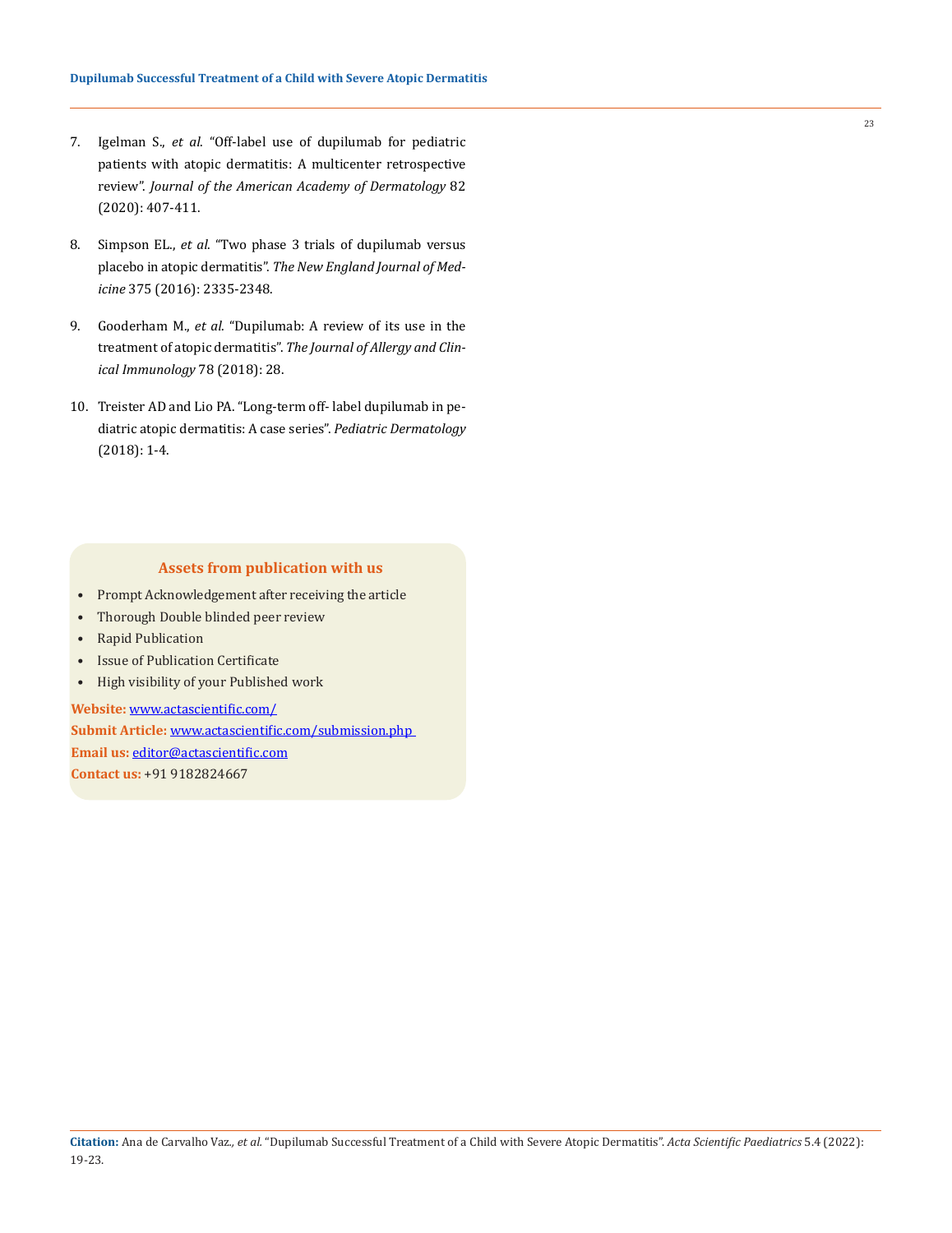7. Igelman S., *et al*. "Off-label use of dupilumab for pediatric patients with atopic dermatitis: A multicenter retrospective review". *Journal of the American Academy of Dermatology* 82 (2020): 407-411.

8. Simpson EL., *et al*. "Two phase 3 trials of dupilumab versus placebo in atopic dermatitis". *The New England Journal of Medicine* 375 (2016): 2335-2348.

9. Gooderham M., *et al*. "Dupilumab: A review of its use in the treatment of atopic dermatitis". *The Journal of Allergy and Clinical Immunology* 78 (2018): 28.

10. Treister AD and Lio PA. "Long-term off- label dupilumab in pediatric atopic dermatitis: A case series". *Pediatric Dermatology* (2018): 1-4.

**Assets from publication with us**

- Prompt Acknowledgement after receiving the article
- Thorough Double blinded peer review
- Rapid Publication
- Issue of Publication Certificate
- High visibility of your Published work

**Website:** www.actascientific.com/
**Submit Article:** www.actascientific.com/submission.php
**Email us:** editor@actascientific.com
**Contact us:** +91 9182824667